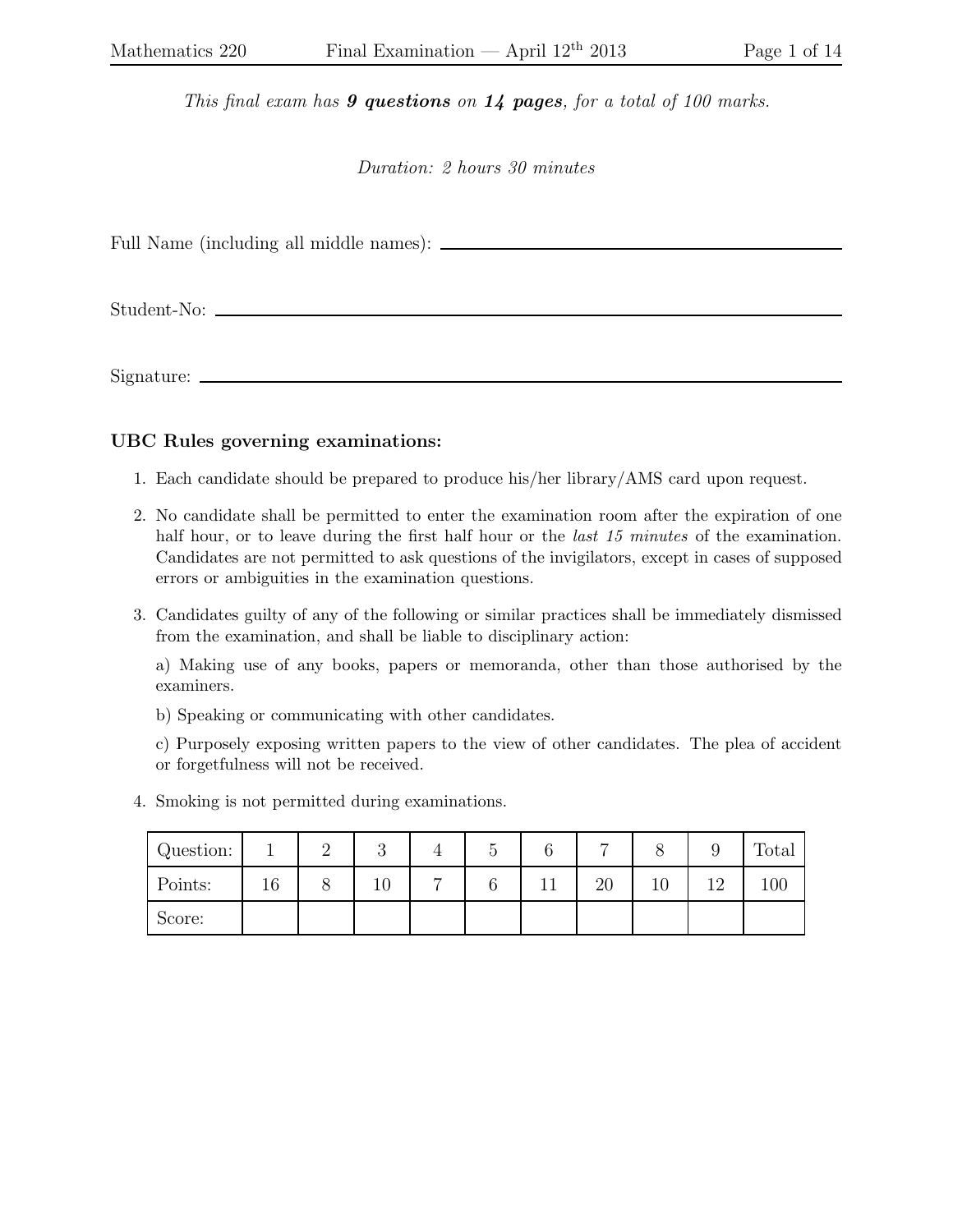*This final exam has **9 questions** on **14 pages**, for a total of 100 marks.*

*Duration: 2 hours 30 minutes*

Full Name (including all middle names): ______________________________

Student-No: ______________________________

Signature: ______________________________

### UBC Rules governing examinations:

1. Each candidate should be prepared to produce his/her library/AMS card upon request.
2. No candidate shall be permitted to enter the examination room after the expiration of one half hour, or to leave during the first half hour or the *last 15 minutes* of the examination. Candidates are not permitted to ask questions of the invigilators, except in cases of supposed errors or ambiguities in the examination questions.
3. Candidates guilty of any of the following or similar practices shall be immediately dismissed from the examination, and shall be liable to disciplinary action:

   a) Making use of any books, papers or memoranda, other than those authorised by the examiners.

   b) Speaking or communicating with other candidates.

   c) Purposely exposing written papers to the view of other candidates. The plea of accident or forgetfulness will not be received.
4. Smoking is not permitted during examinations.

| Question: | 1 | 2 | 3 | 4 | 5 | 6 | 7 | 8 | 9 | Total |
|---|---|---|---|---|---|---|---|---|---|---|
| Points: | 16 | 8 | 10 | 7 | 6 | 11 | 20 | 10 | 12 | 100 |
| Score: | | | | | | | | | | |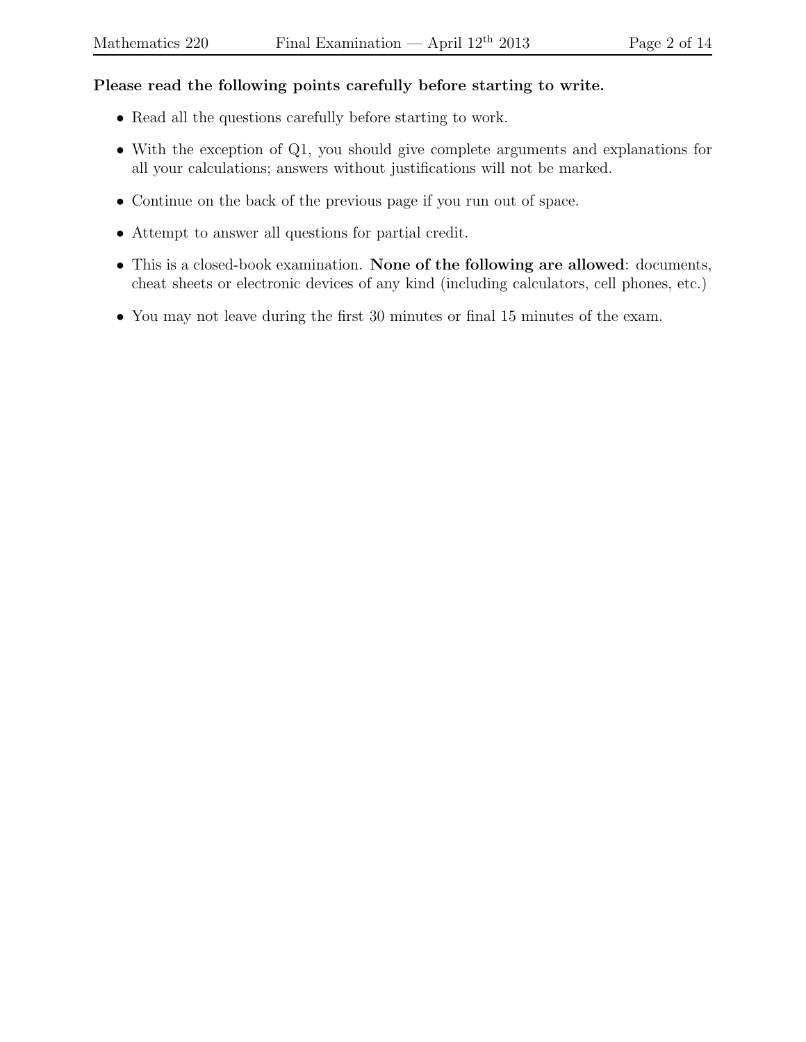**Please read the following points carefully before starting to write.**

- Read all the questions carefully before starting to work.
- With the exception of Q1, you should give complete arguments and explanations for all your calculations; answers without justifications will not be marked.
- Continue on the back of the previous page if you run out of space.
- Attempt to answer all questions for partial credit.
- This is a closed-book examination. **None of the following are allowed**: documents, cheat sheets or electronic devices of any kind (including calculators, cell phones, etc.)
- You may not leave during the first 30 minutes or final 15 minutes of the exam.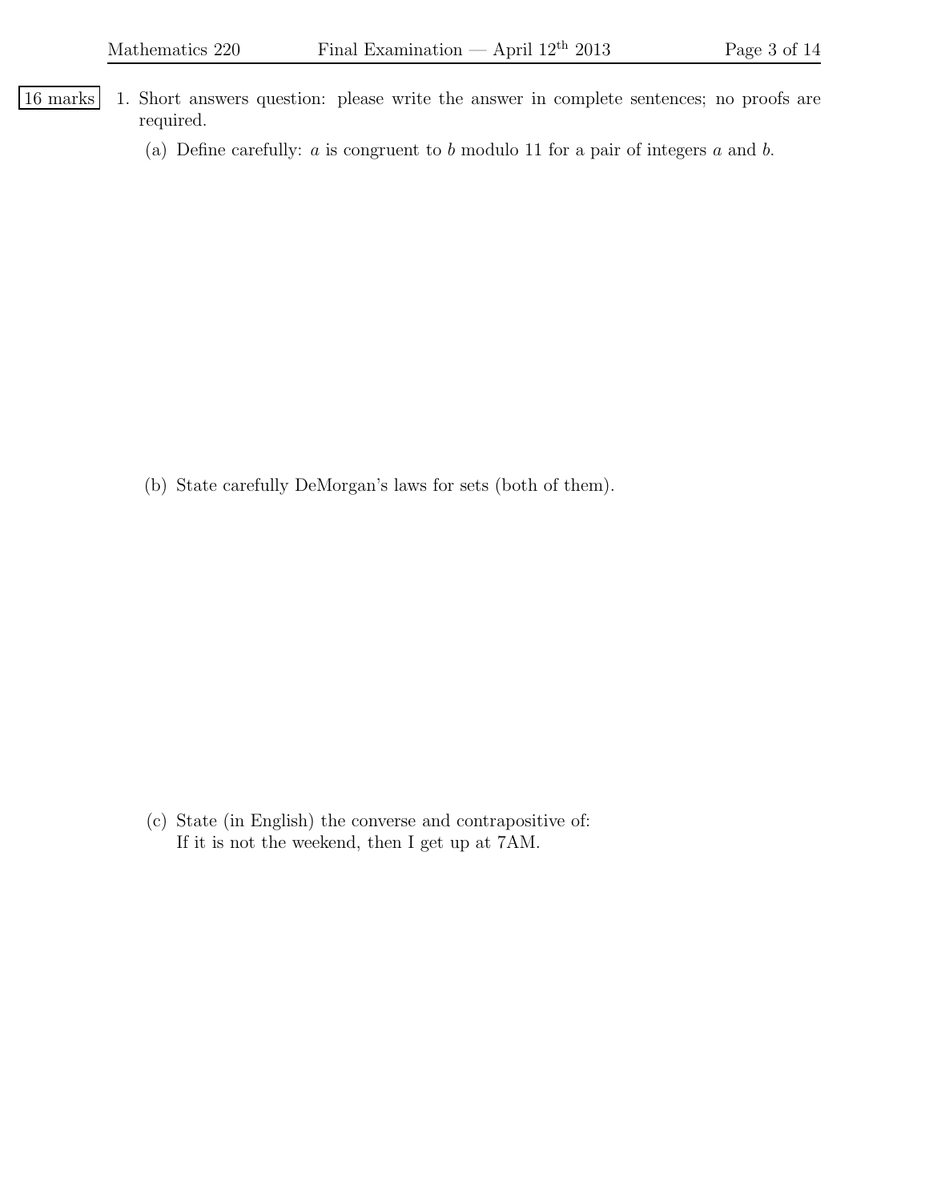16 marks

1. Short answers question: please write the answer in complete sentences; no proofs are required.

   (a) Define carefully: $a$ is congruent to $b$ modulo 11 for a pair of integers $a$ and $b$.

   (b) State carefully DeMorgan's laws for sets (both of them).

   (c) State (in English) the converse and contrapositive of:
   If it is not the weekend, then I get up at 7AM.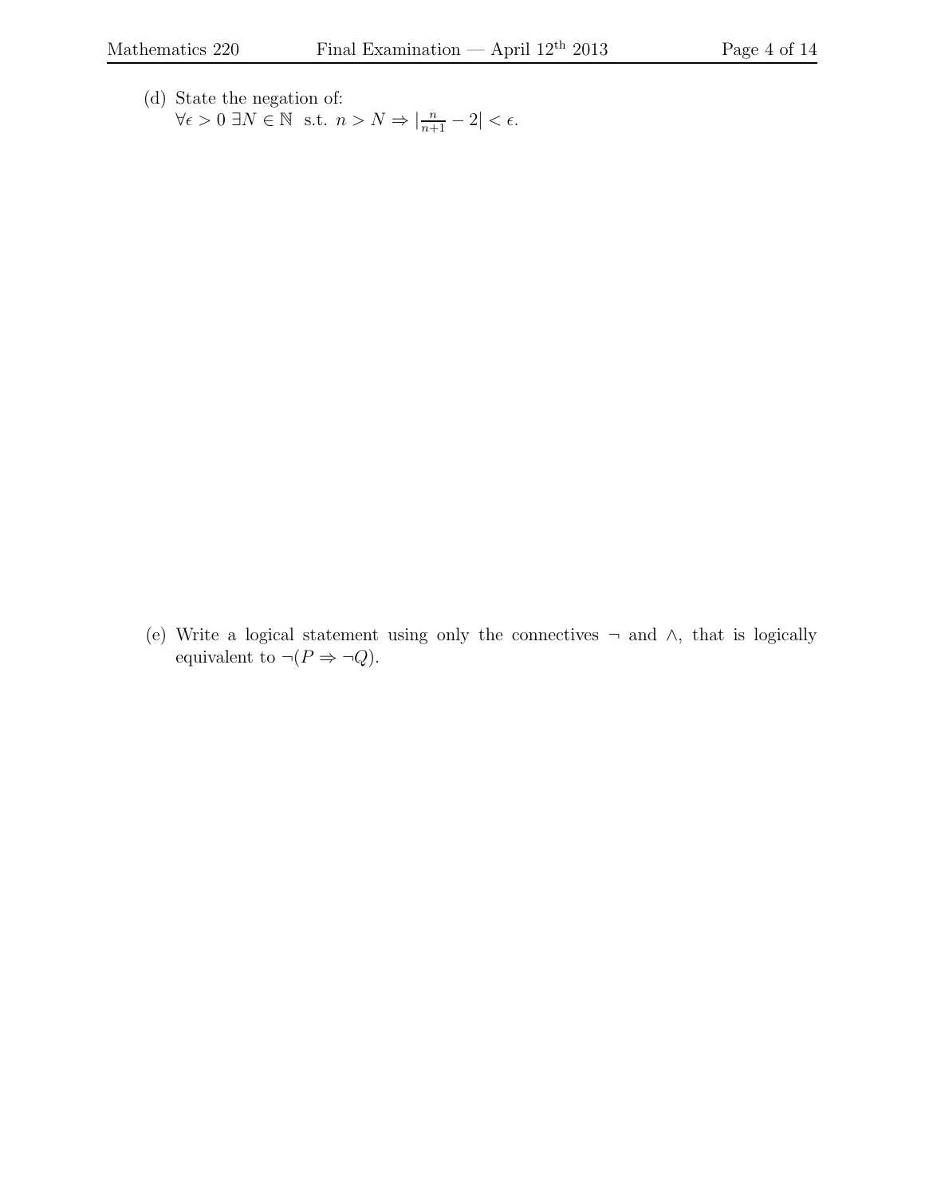(d) State the negation of:
$\forall \epsilon > 0 \ \exists N \in \mathbb{N}$ s.t. $n > N \Rightarrow |\frac{n}{n+1} - 2| < \epsilon$.

(e) Write a logical statement using only the connectives $\neg$ and $\wedge$, that is logically equivalent to $\neg(P \Rightarrow \neg Q)$.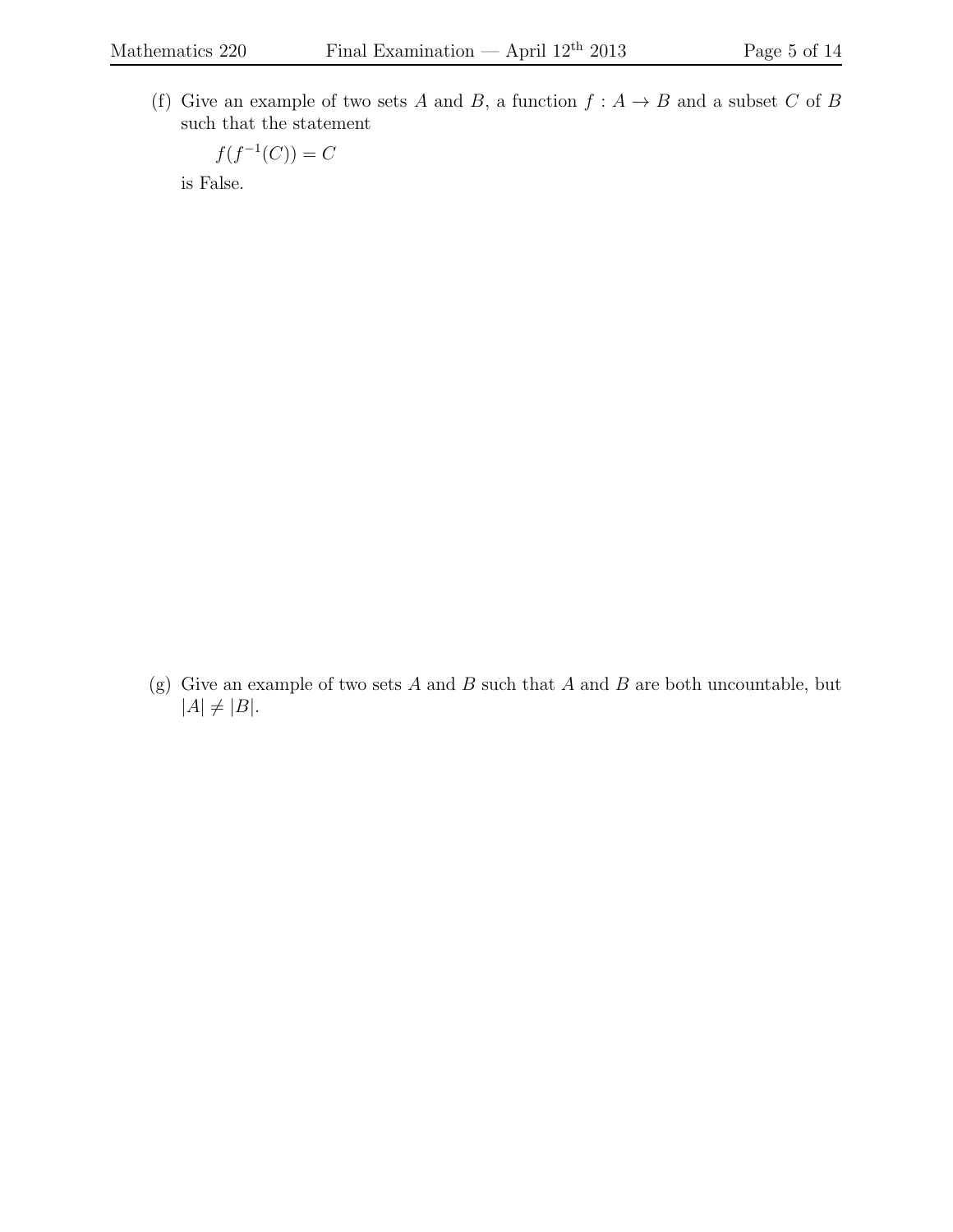(f) Give an example of two sets $A$ and $B$, a function $f : A \to B$ and a subset $C$ of $B$ such that the statement

$$f(f^{-1}(C)) = C$$

is False.

(g) Give an example of two sets $A$ and $B$ such that $A$ and $B$ are both uncountable, but $|A| \neq |B|$.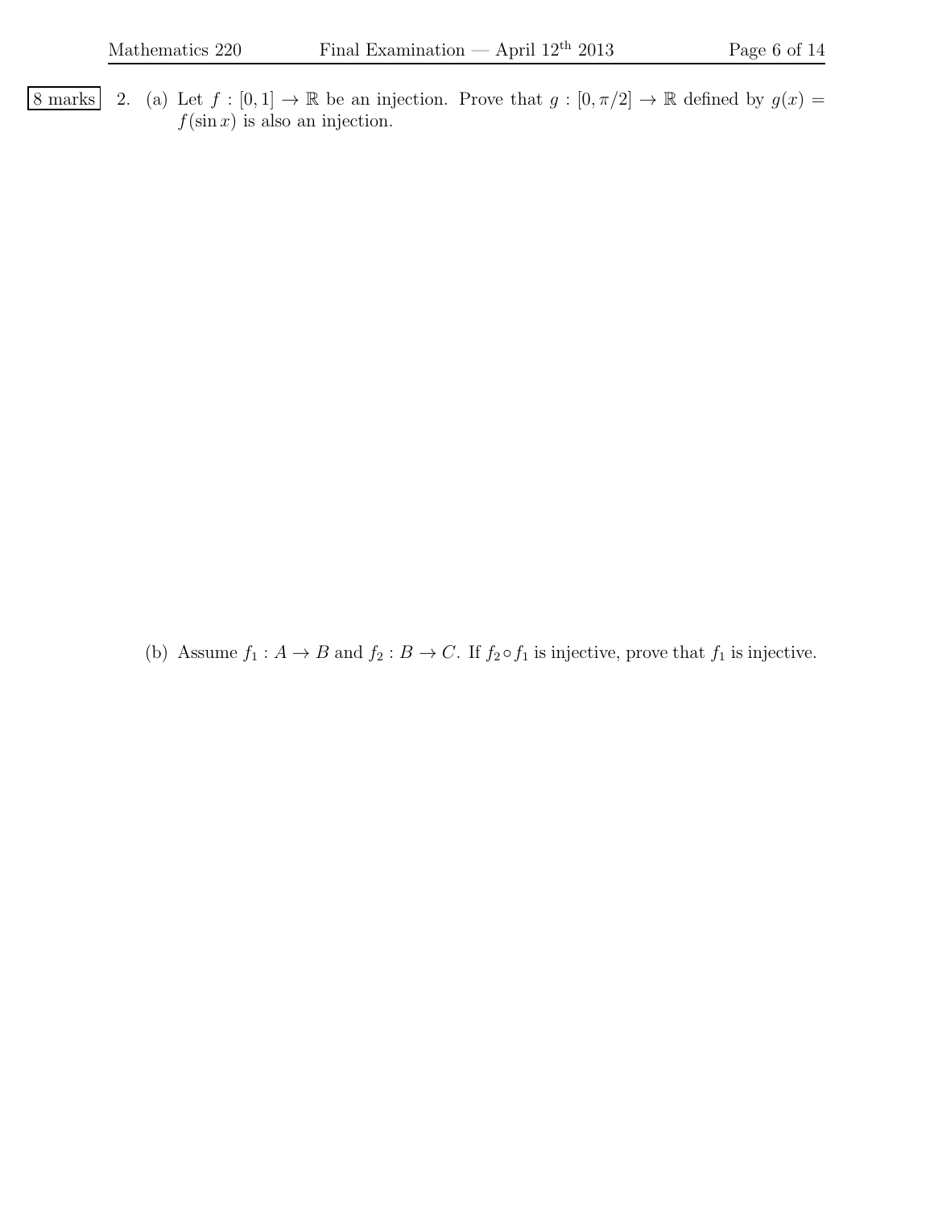8 marks

2. (a) Let $f : [0, 1] \to \mathbb{R}$ be an injection. Prove that $g : [0, \pi/2] \to \mathbb{R}$ defined by $g(x) = f(\sin x)$ is also an injection.

(b) Assume $f_1 : A \to B$ and $f_2 : B \to C$. If $f_2 \circ f_1$ is injective, prove that $f_1$ is injective.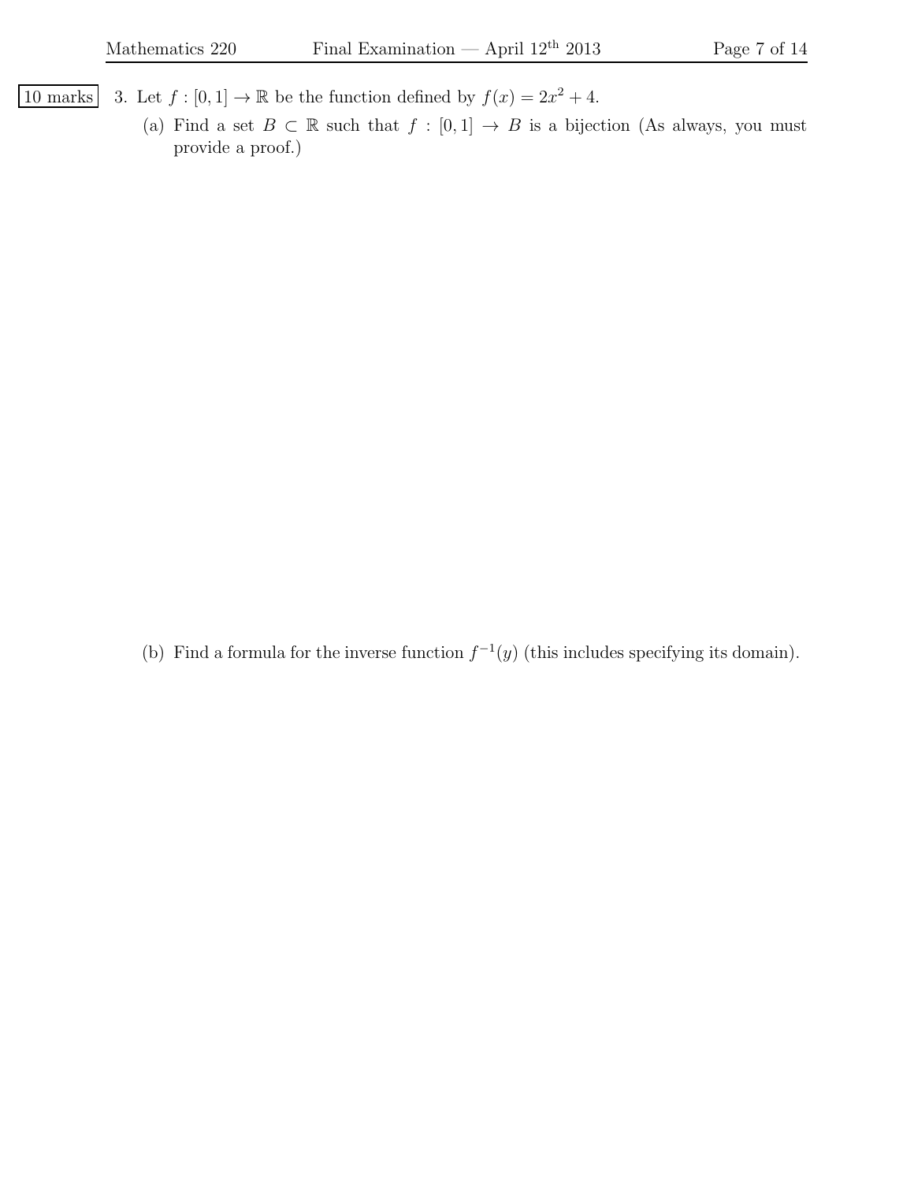**10 marks** 3. Let $f : [0, 1] \to \mathbb{R}$ be the function defined by $f(x) = 2x^2 + 4$.

(a) Find a set $B \subset \mathbb{R}$ such that $f : [0, 1] \to B$ is a bijection (As always, you must provide a proof.)

(b) Find a formula for the inverse function $f^{-1}(y)$ (this includes specifying its domain).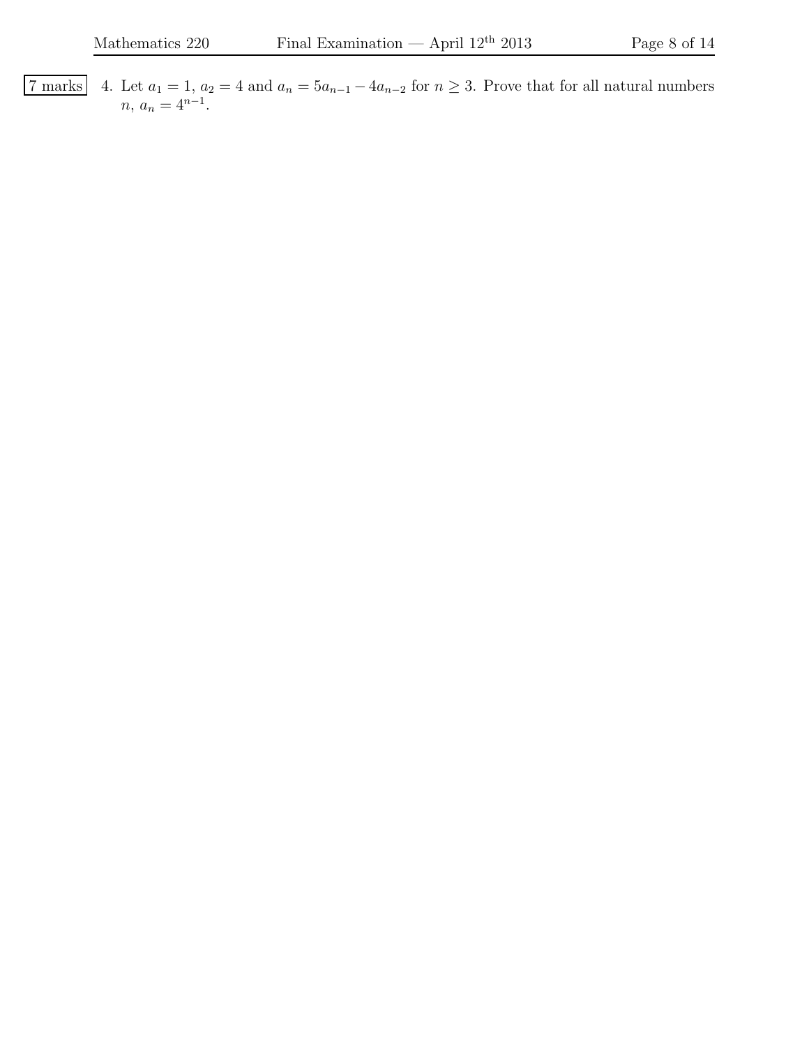7 marks

4. Let $a_1 = 1$, $a_2 = 4$ and $a_n = 5a_{n-1} - 4a_{n-2}$ for $n \geq 3$. Prove that for all natural numbers $n$, $a_n = 4^{n-1}$.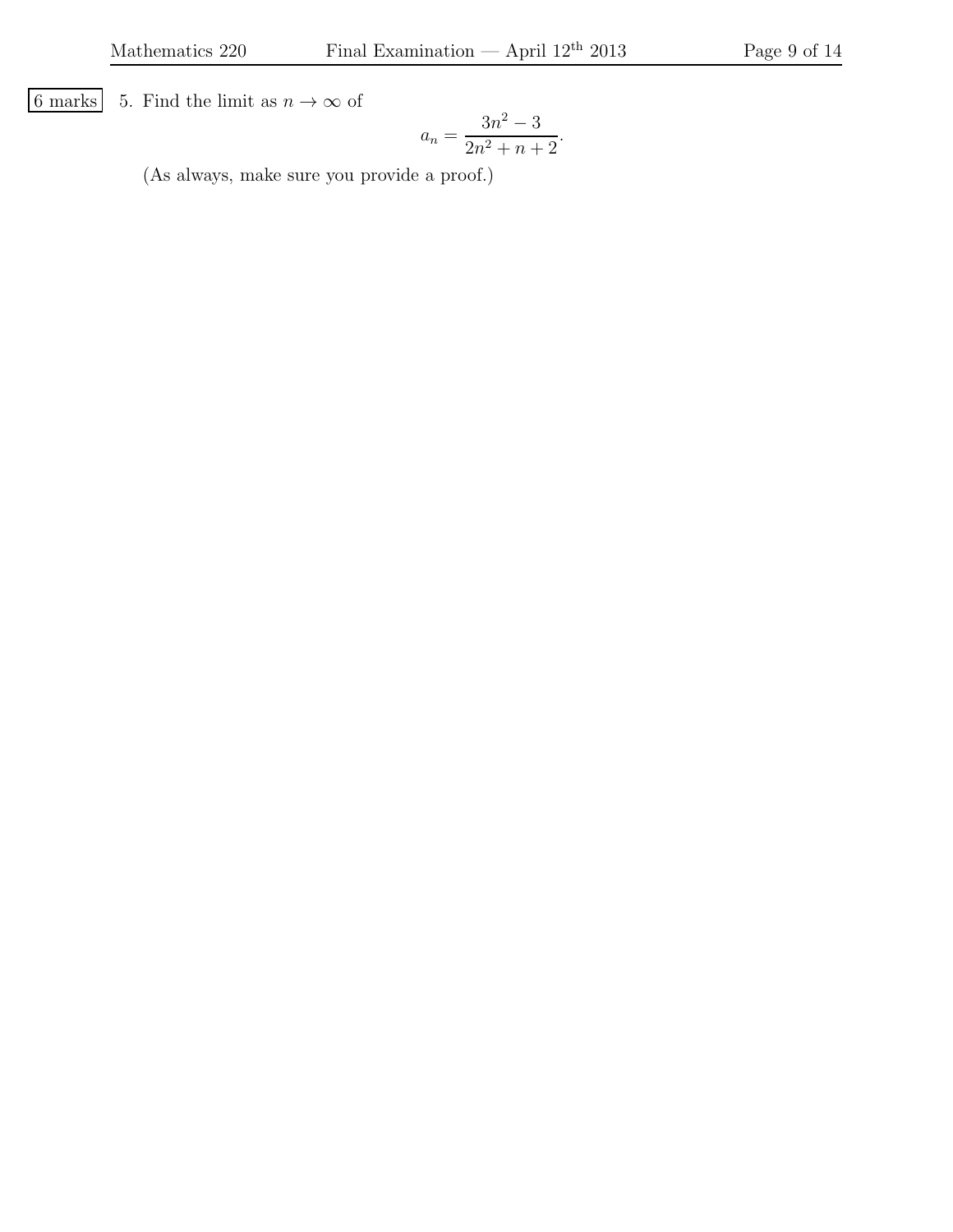6 marks 5. Find the limit as $n \to \infty$ of

$$a_n = \frac{3n^2 - 3}{2n^2 + n + 2}.$$

(As always, make sure you provide a proof.)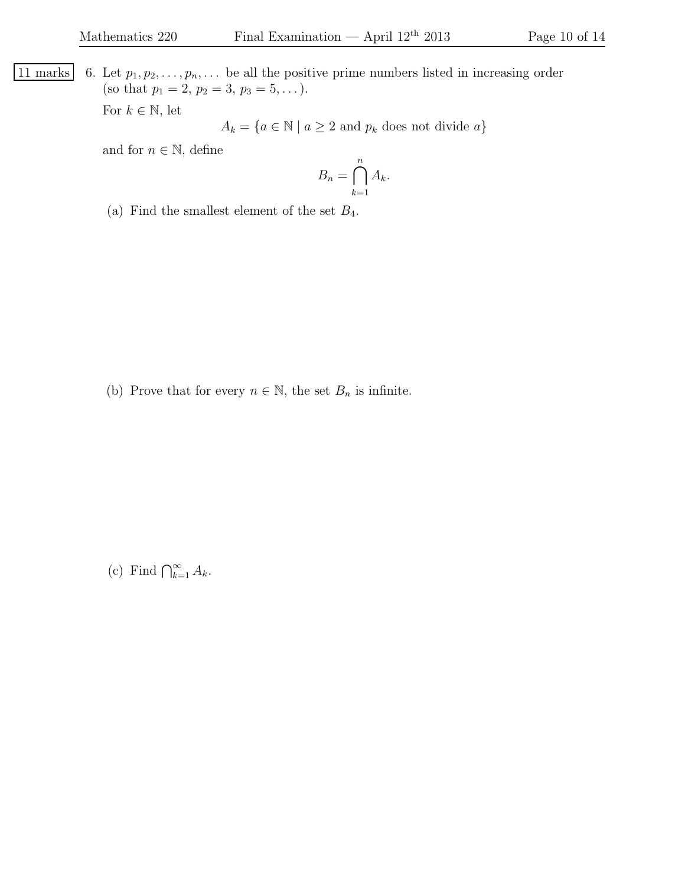11 marks

6. Let $p_1, p_2, \ldots, p_n, \ldots$ be all the positive prime numbers listed in increasing order (so that $p_1 = 2$, $p_2 = 3$, $p_3 = 5, \ldots$).

   For $k \in \mathbb{N}$, let

   $$A_k = \{a \in \mathbb{N} \mid a \geq 2 \text{ and } p_k \text{ does not divide } a\}$$

   and for $n \in \mathbb{N}$, define

   $$B_n = \bigcap_{k=1}^{n} A_k.$$

   (a) Find the smallest element of the set $B_4$.

   (b) Prove that for every $n \in \mathbb{N}$, the set $B_n$ is infinite.

   (c) Find $\bigcap_{k=1}^{\infty} A_k$.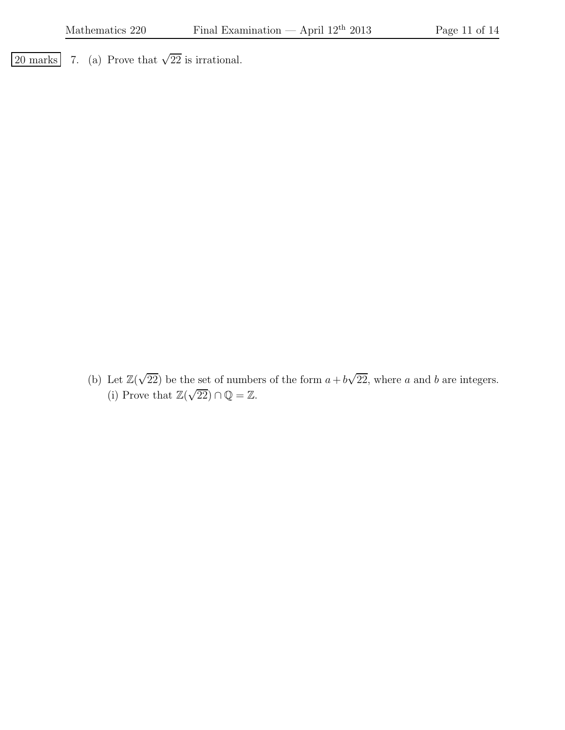20 marks

7. (a) Prove that $\sqrt{22}$ is irrational.

(b) Let $\mathbb{Z}(\sqrt{22})$ be the set of numbers of the form $a + b\sqrt{22}$, where $a$ and $b$ are integers.

(i) Prove that $\mathbb{Z}(\sqrt{22}) \cap \mathbb{Q} = \mathbb{Z}$.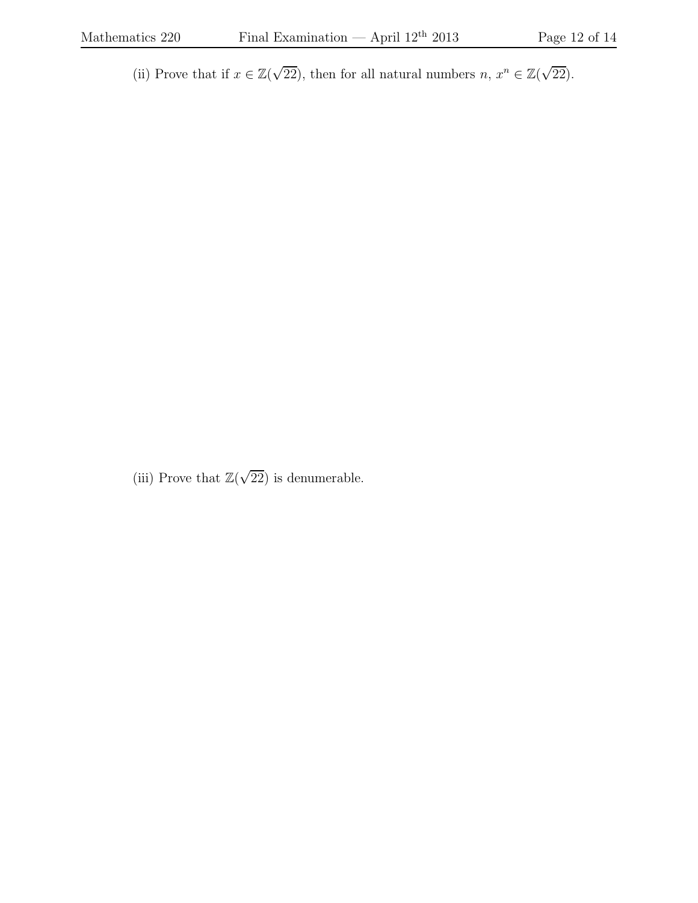(ii) Prove that if $x \in \mathbb{Z}(\sqrt{22})$, then for all natural numbers $n$, $x^n \in \mathbb{Z}(\sqrt{22})$.

(iii) Prove that $\mathbb{Z}(\sqrt{22})$ is denumerable.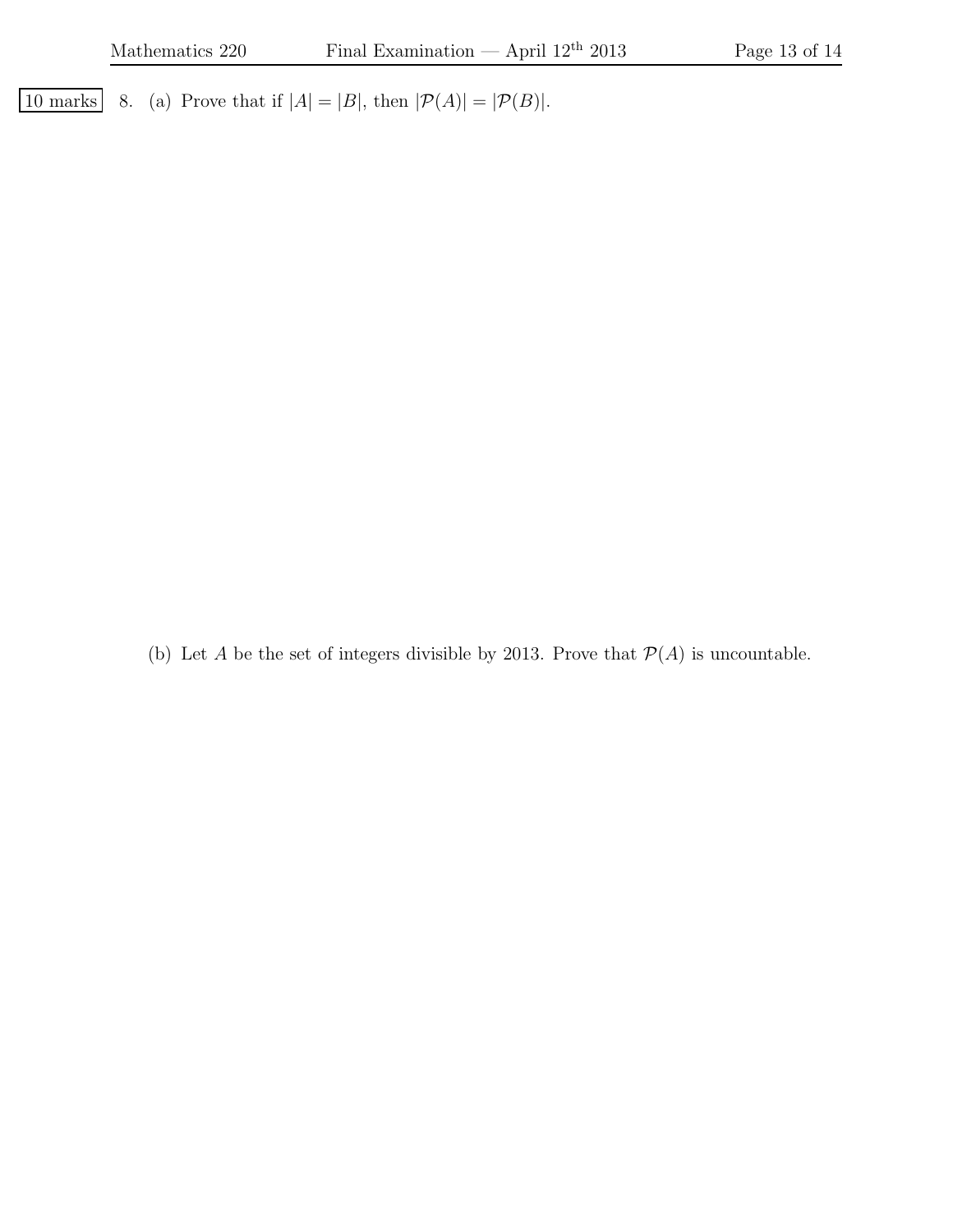10 marks 8. (a) Prove that if $|A| = |B|$, then $|\mathcal{P}(A)| = |\mathcal{P}(B)|$.

(b) Let $A$ be the set of integers divisible by 2013. Prove that $\mathcal{P}(A)$ is uncountable.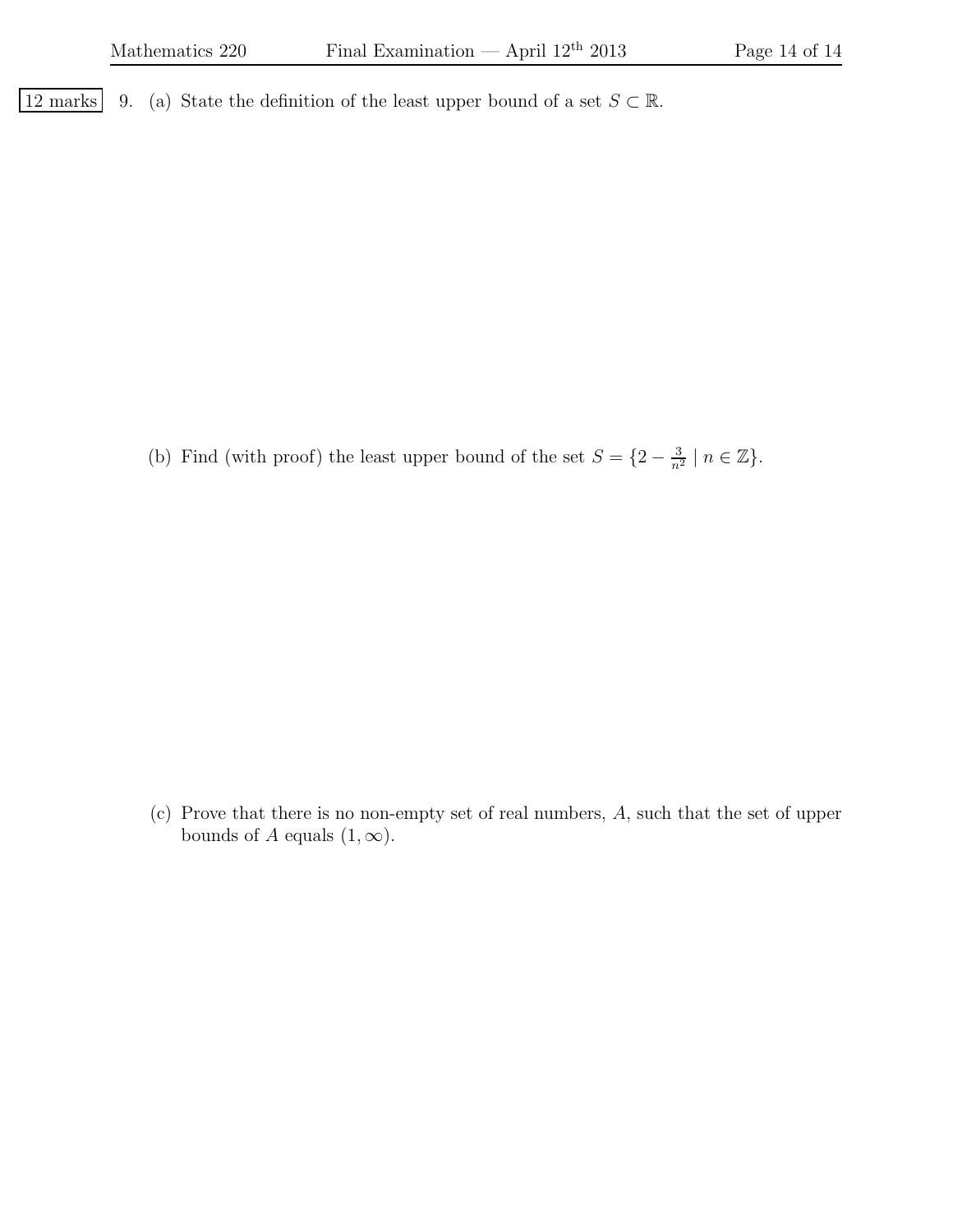12 marks 9. (a) State the definition of the least upper bound of a set $S \subset \mathbb{R}$.

(b) Find (with proof) the least upper bound of the set $S = \{2 - \frac{3}{n^2} \mid n \in \mathbb{Z}\}$.

(c) Prove that there is no non-empty set of real numbers, $A$, such that the set of upper bounds of $A$ equals $(1, \infty)$.